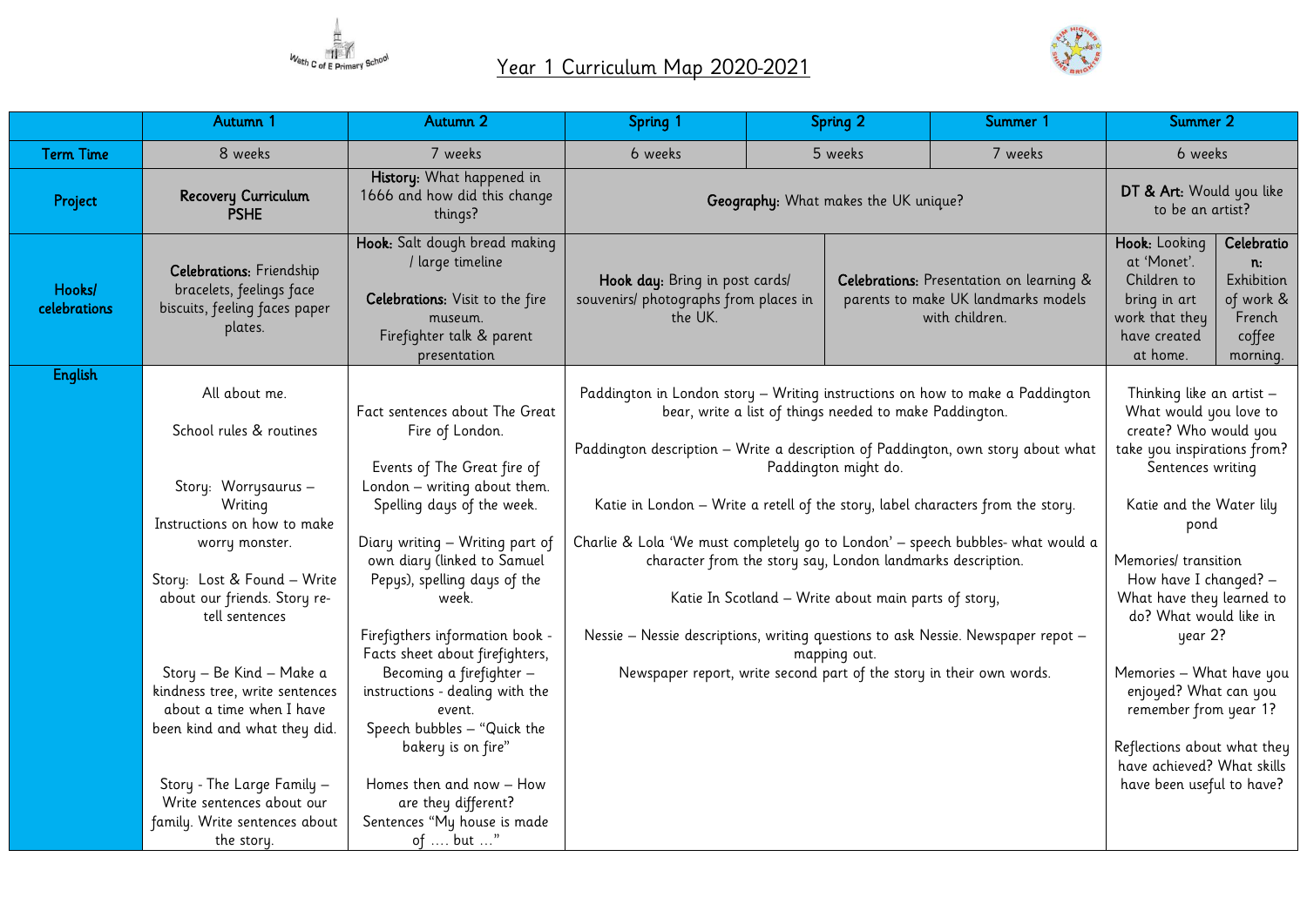# Year 1 Curriculum Map 2020-2021

| | Autumn 1 | Autumn 2 | Spring 1 | Spring 2 | Summer 1 | Summer 2 |
|---|---|---|---|---|---|---|
| **Term Time** | 8 weeks | 7 weeks | 6 weeks | 5 weeks | 7 weeks | 6 weeks |
| **Project** | **Recovery Curriculum PSHE** | **History:** What happened in 1666 and how did this change things? | **Geography:** What makes the UK unique? | | | **DT & Art:** Would you like to be an artist? |
| **Hooks/ celebrations** | **Celebrations:** Friendship bracelets, feelings face biscuits, feeling faces paper plates. | **Hook:** Salt dough bread making / large timeline<br><br>**Celebrations:** Visit to the fire museum. Firefighter talk & parent presentation | **Hook day:** Bring in post cards/ souvenirs/ photographs from places in the UK. | **Celebrations:** Presentation on learning & parents to make UK landmarks models with children. | | **Hook:** Looking at 'Monet'. Children to bring in art work that they have created at home.<br><br>**Celebration:** Exhibition of work & French coffee morning. |
| **English** | All about me.<br><br>School rules & routines<br><br>Story: Worrysaurus – Writing Instructions on how to make worry monster.<br><br>Story: Lost & Found – Write about our friends. Story re-tell sentences<br><br>Story – Be Kind – Make a kindness tree, write sentences about a time when I have been kind and what they did.<br><br>Story - The Large Family – Write sentences about our family. Write sentences about the story. | Fact sentences about The Great Fire of London.<br><br>Events of The Great fire of London – writing about them. Spelling days of the week.<br><br>Diary writing – Writing part of own diary (linked to Samuel Pepys), spelling days of the week.<br><br>Firefigthers information book - Facts sheet about firefighters, Becoming a firefighter – instructions - dealing with the event.<br>Speech bubbles – "Quick the bakery is on fire"<br><br>Homes then and now – How are they different? Sentences "My house is made of …. but …" | Paddington in London story – Writing instructions on how to make a Paddington bear, write a list of things needed to make Paddington.<br><br>Paddington description – Write a description of Paddington, own story about what Paddington might do.<br><br>Katie in London – Write a retell of the story, label characters from the story.<br><br>Charlie & Lola 'We must completely go to London' – speech bubbles- what would a character from the story say, London landmarks description.<br><br>Katie In Scotland – Write about main parts of story,<br><br>Nessie – Nessie descriptions, writing questions to ask Nessie. Newspaper repot – mapping out.<br>Newspaper report, write second part of the story in their own words. | | | Thinking like an artist – What would you love to create? Who would you take you inspirations from? Sentences writing<br><br>Katie and the Water lily pond<br><br>Memories/ transition<br>How have I changed? – What have they learned to do? What would like in year 2?<br><br>Memories – What have you enjoyed? What can you remember from year 1?<br><br>Reflections about what they have achieved? What skills have been useful to have? |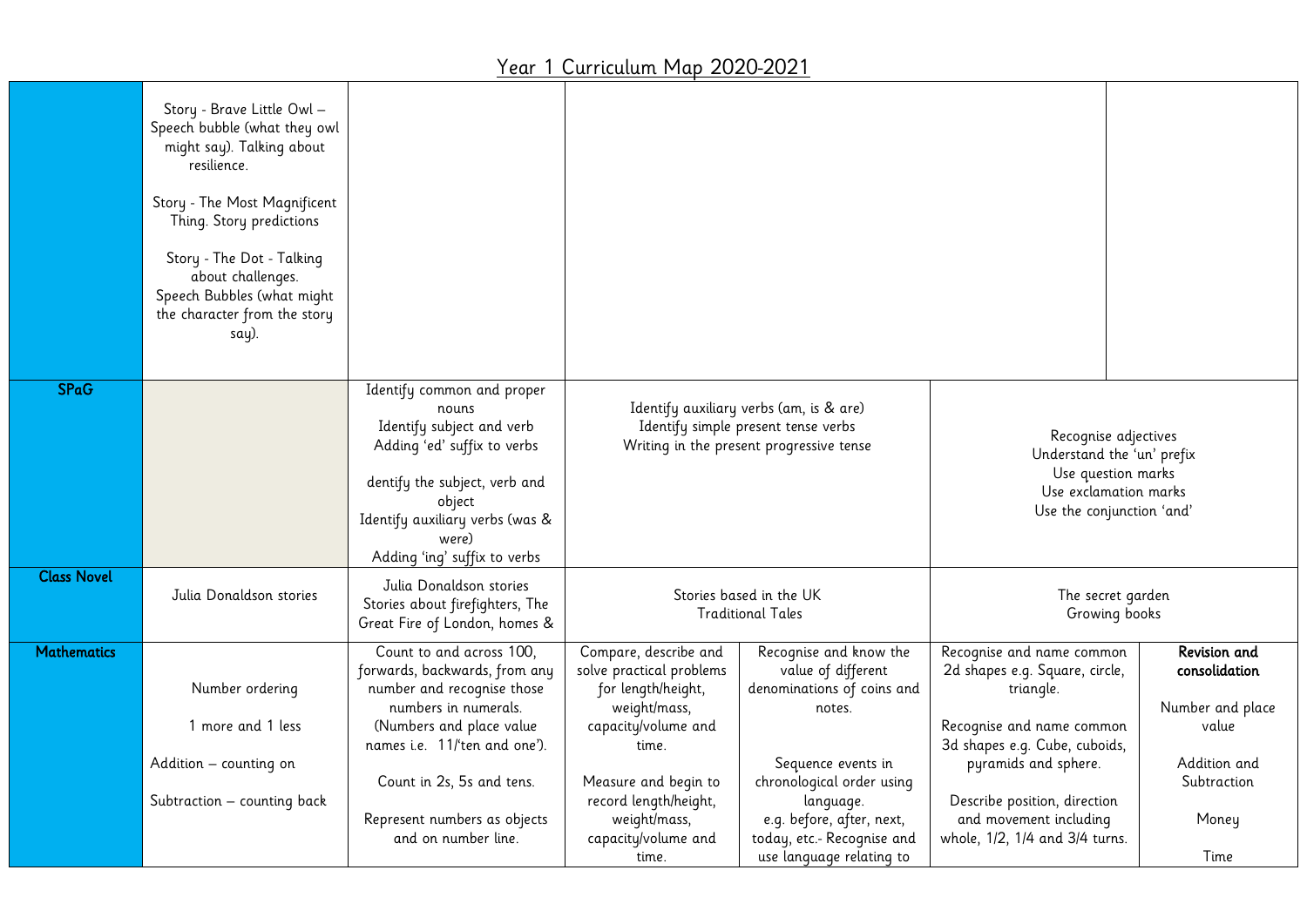# Year 1 Curriculum Map 2020-2021

| | | | | | | |
|---|---|---|---|---|---|---|
| | Story - Brave Little Owl – Speech bubble (what they owl might say). Talking about resilience.<br><br>Story - The Most Magnificent Thing. Story predictions<br><br>Story - The Dot - Talking about challenges.<br>Speech Bubbles (what might the character from the story say). | | | | | |
| **SPaG** | | Identify common and proper nouns<br>Identify subject and verb<br>Adding 'ed' suffix to verbs<br><br>dentify the subject, verb and object<br>Identify auxiliary verbs (was & were)<br>Adding 'ing' suffix to verbs | Identify auxiliary verbs (am, is & are)<br>Identify simple present tense verbs<br>Writing in the present progressive tense | | Recognise adjectives<br>Understand the 'un' prefix<br>Use question marks<br>Use exclamation marks<br>Use the conjunction 'and' | |
| **Class Novel** | Julia Donaldson stories | Julia Donaldson stories<br>Stories about firefighters, The Great Fire of London, homes & | Stories based in the UK<br>Traditional Tales | | The secret garden<br>Growing books | |
| **Mathematics** | Number ordering<br><br>1 more and 1 less<br><br>Addition – counting on<br><br>Subtraction – counting back | Count to and across 100, forwards, backwards, from any number and recognise those numbers in numerals.<br>(Numbers and place value names i.e. 11/'ten and one').<br><br>Count in 2s, 5s and tens.<br><br>Represent numbers as objects and on number line. | Compare, describe and solve practical problems for length/height, weight/mass, capacity/volume and time.<br><br>Measure and begin to record length/height, weight/mass, capacity/volume and time. | Recognise and know the value of different denominations of coins and notes.<br><br>Sequence events in chronological order using language.<br>e.g. before, after, next, today, etc.- Recognise and use language relating to | Recognise and name common 2d shapes e.g. Square, circle, triangle.<br><br>Recognise and name common 3d shapes e.g. Cube, cuboids, pyramids and sphere.<br><br>Describe position, direction and movement including whole, 1/2, 1/4 and 3/4 turns. | **Revision and consolidation**<br><br>Number and place value<br><br>Addition and Subtraction<br><br>Money<br><br>Time |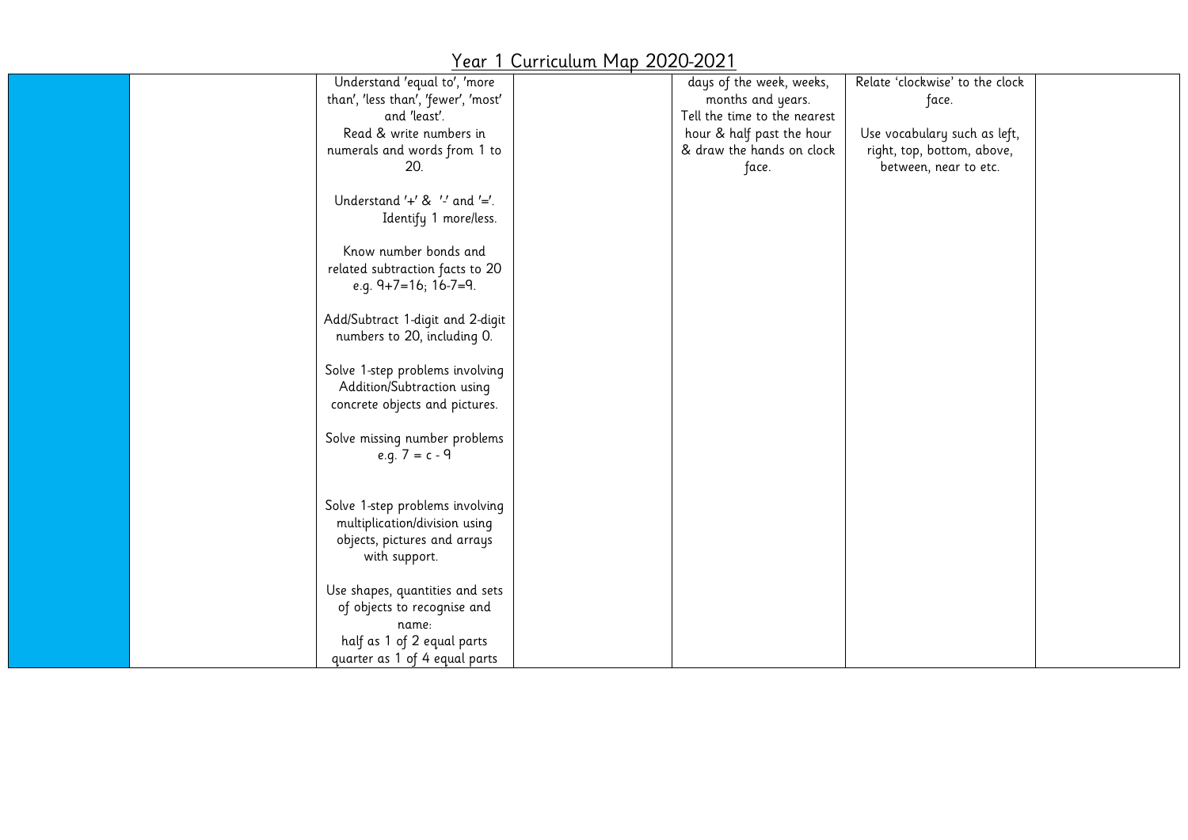# Year 1 Curriculum Map 2020-2021

| | | | | | | |
|---|---|---|---|---|---|---|
| | | Understand 'equal to', 'more than', 'less than', 'fewer', 'most' and 'least'.<br>Read & write numbers in numerals and words from 1 to 20.<br><br>Understand '+' & '-' and '='.<br>Identify 1 more/less.<br><br>Know number bonds and related subtraction facts to 20 e.g. 9+7=16; 16-7=9.<br><br>Add/Subtract 1-digit and 2-digit numbers to 20, including 0.<br><br>Solve 1-step problems involving Addition/Subtraction using concrete objects and pictures.<br><br>Solve missing number problems e.g. 7 = c - 9<br><br>Solve 1-step problems involving multiplication/division using objects, pictures and arrays with support.<br><br>Use shapes, quantities and sets of objects to recognise and name:<br>half as 1 of 2 equal parts<br>quarter as 1 of 4 equal parts | | days of the week, weeks, months and years.<br>Tell the time to the nearest hour & half past the hour & draw the hands on clock face. | Relate 'clockwise' to the clock face.<br><br>Use vocabulary such as left, right, top, bottom, above, between, near to etc. | |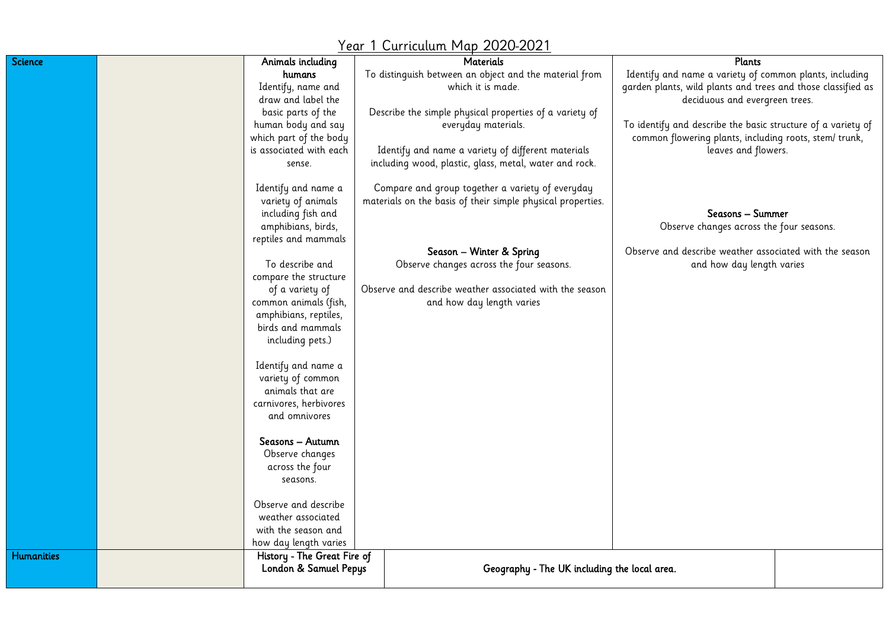# Year 1 Curriculum Map 2020-2021

| Subject | | Autumn | Spring | Summer |
|---|---|---|---|---|
| Science | | **Animals including humans**<br>Identify, name and draw and label the basic parts of the human body and say which part of the body is associated with each sense.<br><br>Identify and name a variety of animals including fish and amphibians, birds, reptiles and mammals<br><br>To describe and compare the structure of a variety of common animals (fish, amphibians, reptiles, birds and mammals including pets.)<br><br>Identify and name a variety of common animals that are carnivores, herbivores and omnivores<br><br>**Seasons – Autumn**<br>Observe changes across the four seasons.<br><br>Observe and describe weather associated with the season and how day length varies | **Materials**<br>To distinguish between an object and the material from which it is made.<br><br>Describe the simple physical properties of a variety of everyday materials.<br><br>Identify and name a variety of different materials including wood, plastic, glass, metal, water and rock.<br><br>Compare and group together a variety of everyday materials on the basis of their simple physical properties.<br><br>**Season – Winter & Spring**<br>Observe changes across the four seasons.<br><br>Observe and describe weather associated with the season and how day length varies | **Plants**<br>Identify and name a variety of common plants, including garden plants, wild plants and trees and those classified as deciduous and evergreen trees.<br><br>To identify and describe the basic structure of a variety of common flowering plants, including roots, stem/ trunk, leaves and flowers.<br><br>**Seasons – Summer**<br>Observe changes across the four seasons.<br><br>Observe and describe weather associated with the season and how day length varies |
| Humanities | | **History - The Great Fire of London & Samuel Pepys** | **Geography - The UK including the local area.** | |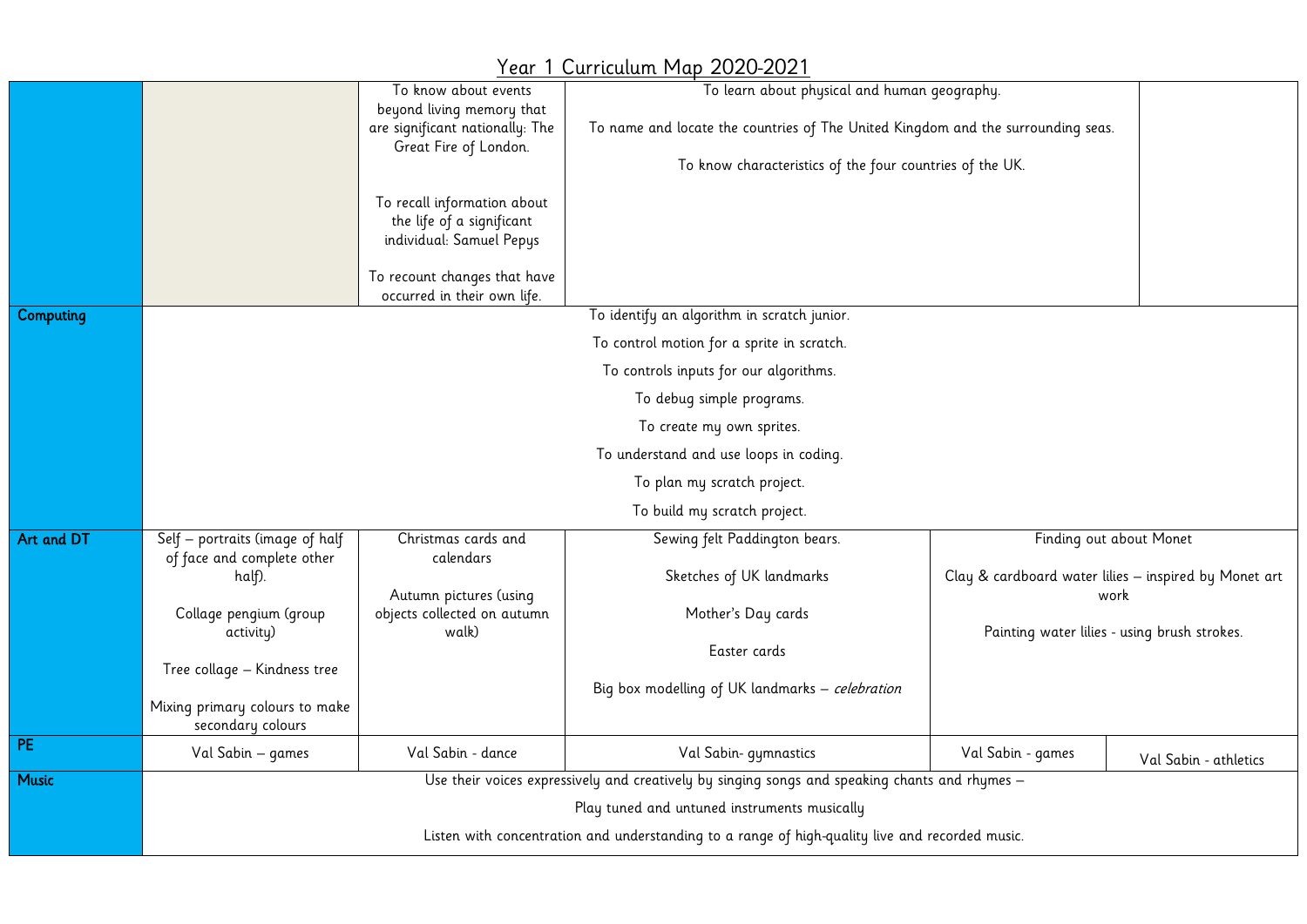# Year 1 Curriculum Map 2020-2021

| | | | | | |
|---|---|---|---|---|---|
| | | To know about events beyond living memory that are significant nationally: The Great Fire of London.<br><br>To recall information about the life of a significant individual: Samuel Pepys<br><br>To recount changes that have occurred in their own life. | To learn about physical and human geography.<br><br>To name and locate the countries of The United Kingdom and the surrounding seas.<br><br>To know characteristics of the four countries of the UK. | | |
| **Computing** | To identify an algorithm in scratch junior.<br><br>To control motion for a sprite in scratch.<br><br>To controls inputs for our algorithms.<br><br>To debug simple programs.<br><br>To create my own sprites.<br><br>To understand and use loops in coding.<br><br>To plan my scratch project.<br><br>To build my scratch project. | | | | |
| **Art and DT** | Self – portraits (image of half of face and complete other half).<br><br>Collage pengium (group activity)<br><br>Tree collage – Kindness tree<br><br>Mixing primary colours to make secondary colours | Christmas cards and calendars<br><br>Autumn pictures (using objects collected on autumn walk) | Sewing felt Paddington bears.<br><br>Sketches of UK landmarks<br><br>Mother's Day cards<br><br>Easter cards<br><br>Big box modelling of UK landmarks – *celebration* | Finding out about Monet<br><br>Clay & cardboard water lilies – inspired by Monet art work<br><br>Painting water lilies - using brush strokes. | |
| **PE** | Val Sabin – games | Val Sabin - dance | Val Sabin- gymnastics | Val Sabin - games | Val Sabin - athletics |
| **Music** | Use their voices expressively and creatively by singing songs and speaking chants and rhymes –<br><br>Play tuned and untuned instruments musically<br><br>Listen with concentration and understanding to a range of high-quality live and recorded music. | | | | |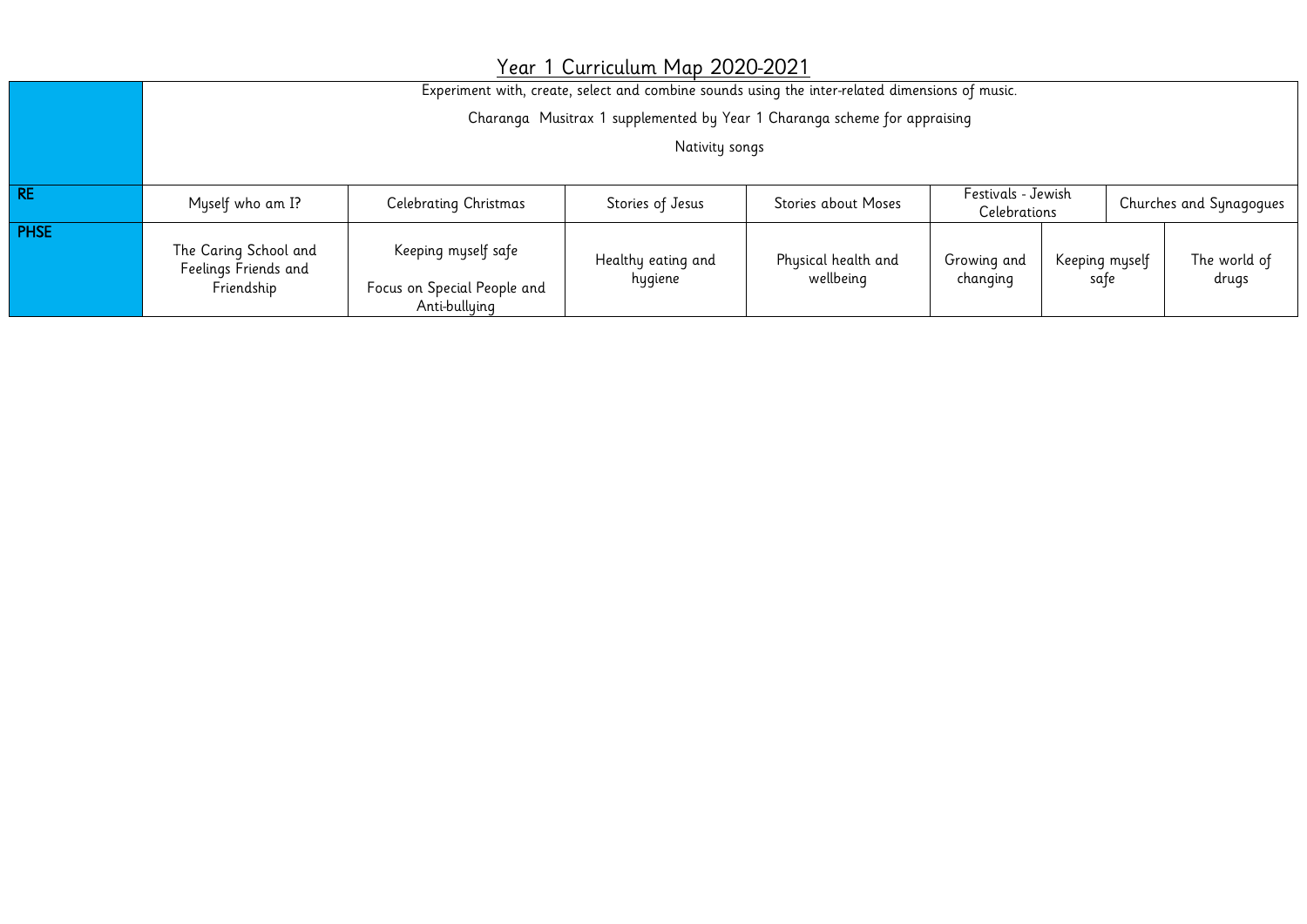# Year 1 Curriculum Map 2020-2021

| | | | | | | | |
|---|---|---|---|---|---|---|---|
| | Experiment with, create, select and combine sounds using the inter-related dimensions of music.<br><br>Charanga Musitrax 1 supplemented by Year 1 Charanga scheme for appraising<br><br>Nativity songs | | | | | | |
| **RE** | Myself who am I? | Celebrating Christmas | Stories of Jesus | Stories about Moses | Festivals - Jewish Celebrations | | Churches and Synagogues |
| **PHSE** | The Caring School and Feelings Friends and Friendship | Keeping myself safe<br><br>Focus on Special People and Anti-bullying | Healthy eating and hygiene | Physical health and wellbeing | Growing and changing | Keeping myself safe | The world of drugs |